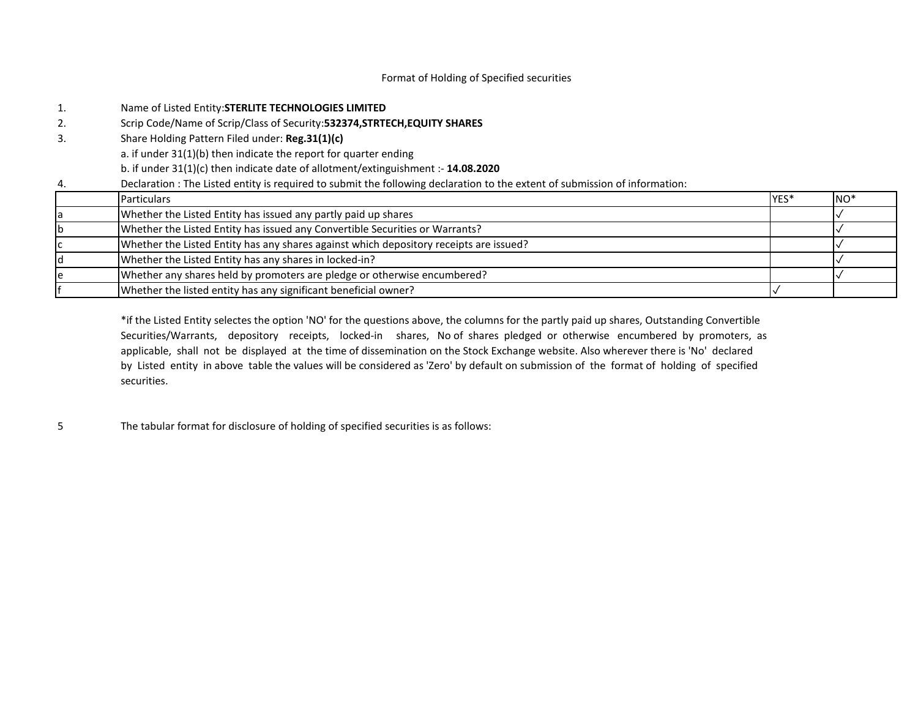# Format of Holding of Specified securities

1. Name of Listed Entity:**STERLITE TECHNOLOGIES LIMITED**
2. Scrip Code/Name of Scrip/Class of Security:**532374,STRTECH,EQUITY SHARES**
3. Share Holding Pattern Filed under: **Reg.31(1)(c)**
   a. if under 31(1)(b) then indicate the report for quarter ending
   b. if under 31(1)(c) then indicate date of allotment/extinguishment :- **14.08.2020**
4. Declaration : The Listed entity is required to submit the following declaration to the extent of submission of information:

| | Particulars | YES* | NO* |
|---|---|---|---|
| a | Whether the Listed Entity has issued any partly paid up shares | | ✓ |
| b | Whether the Listed Entity has issued any Convertible Securities or Warrants? | | ✓ |
| c | Whether the Listed Entity has any shares against which depository receipts are issued? | | ✓ |
| d | Whether the Listed Entity has any shares in locked-in? | | ✓ |
| e | Whether any shares held by promoters are pledge or otherwise encumbered? | | ✓ |
| f | Whether the listed entity has any significant beneficial owner? | ✓ | |

*if the Listed Entity selectes the option 'NO' for the questions above, the columns for the partly paid up shares, Outstanding Convertible Securities/Warrants, depository receipts, locked-in shares, No of shares pledged or otherwise encumbered by promoters, as applicable, shall not be displayed at the time of dissemination on the Stock Exchange website. Also wherever there is 'No' declared by Listed entity in above table the values will be considered as 'Zero' by default on submission of the format of holding of specified securities.

5 The tabular format for disclosure of holding of specified securities is as follows: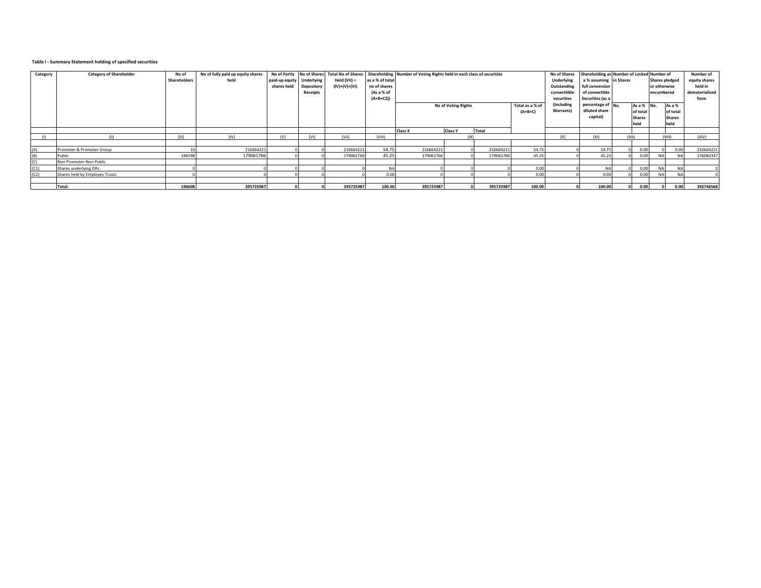**Table I - Summary Statement holding of specified securities**

| Category | Category of Shareholder | No of Shareholders | No of fully paid up equity shares held | No of Partly paid-up equity shares held | No of Shares Underlying Depository Receipts | Total No of Shares Held (VII) = (IV)+(V)+(VI) | Shareholding as a % of total no of shares (As a % of (A+B+C2)) | Number of Voting Rights held in each class of securities | | | | No of Shares Underlying Outstanding converttible securities (Including Warrants) | Shareholding as a % assuming full conversion of convertible Securities (as a percentage of diluted share capital) | Number of Locked in Shares | | Number of Shares pledged or otherwise encumbered | | Number of equity shares held in dematerialized form |
|---|---|---|---|---|---|---|---|---|---|---|---|---|---|---|---|---|---|---|
| | | | | | | | | No of Voting Rights | | | Total as a % of (A+B+C) | | | No. | As a % of total Shares held | No. | As a % of total Shares held | |
| | | | | | | | | Class X | Class Y | Total | | | | | | | | |
| (I) | (II) | (III) | (IV) | (V) | (VI) | (VII) | (VIII) | (IX) | | | | (X) | (XI) | (XII) | | (XIII) | | (XIV) |
| (A) | Promoter & Promoter Group | 10 | 216664221 | 0 | 0 | 216664221 | 54.75 | 216664221 | 0 | 216664221 | 54.75 | 0 | 54.75 | 0 | 0.00 | 0 | 0.00 | 216664221 |
| (B) | Public | 196598 | 179061766 | 0 | 0 | 179061766 | 45.25 | 179061766 | 0 | 179061766 | 45.25 | 0 | 45.25 | 0 | 0.00 | NA | NA | 176082347 |
| (C) | Non Promoter-Non Public | | | | | | | | | | | | | | | | | |
| (C1) | Shares underlying DRs | 0 | 0 | 0 | 0 | 0 | NA | 0 | 0 | 0 | 0.00 | 0 | NA | 0 | 0.00 | NA | NA | 0 |
| (C2) | Shares held by Employes Trusts | 0 | 0 | 0 | 0 | 0 | 0.00 | 0 | 0 | 0 | 0.00 | 0 | 0.00 | 0 | 0.00 | NA | NA | 0 |
| | **Total:** | **196608** | **395725987** | **0** | **0** | **395725987** | **100.00** | **395725987** | **0** | **395725987** | **100.00** | **0** | **100.00** | **0** | **0.00** | **0** | **0.00** | **392746568** |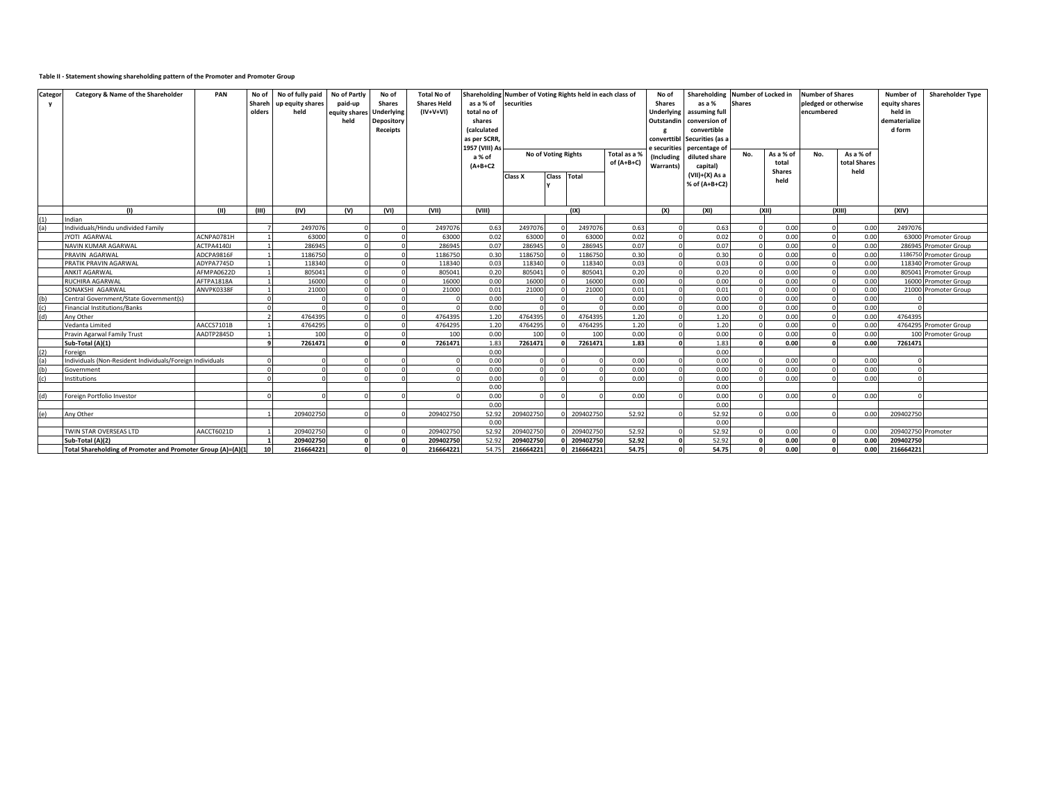**Table II - Statement showing shareholding pattern of the Promoter and Promoter Group**

| Category | Category & Name of the Shareholder | PAN | No of Shareholders | No of fully paid up equity shares held | No of Partly paid-up equity shares held | No of Shares Underlying Depository Receipts | Total No of Shares Held (IV+V+VI) | Shareholding as a % of total no of shares (calculated as per SCRR, 1957 (VIII) As a % of (A+B+C2 | Number of Voting Rights held in each class of securities | | | | No of Shares Underlying Outstanding converttible securities (Including Warrants) | Shareholding as a % assuming full conversion of convertible Securities (as a percentage of diluted share capital) (VII)+(X) As a % of (A+B+C2) | Number of Locked in Shares | | Number of Shares pledged or otherwise encumbered | | Number of equity shares held in dematerialized form | Shareholder Type |
|---|---|---|---|---|---|---|---|---|---|---|---|---|---|---|---|---|---|---|---|---|
| | | | | | | | | | No of Voting Rights | | | Total as a % of (A+B+C) | | | No. | As a % of total Shares held | No. | As a % of total Shares held | | |
| | | | | | | | | | Class X | Class Y | Total | | | | | | | | | |
| | (I) | (II) | (III) | (IV) | (V) | (VI) | (VII) | (VIII) | (IX) | | | | (X) | (XI) | (XII) | | (XIII) | | (XIV) | |
| (1) | Indian | | | | | | | | | | | | | | | | | | | |
| (a) | Individuals/Hindu undivided Family | | 7 | 2497076 | 0 | 0 | 2497076 | 0.63 | 2497076 | 0 | 2497076 | 0.63 | 0 | 0.63 | 0 | 0.00 | 0 | 0.00 | 2497076 | |
| | JYOTI AGARWAL | ACNPA0781H | 1 | 63000 | 0 | 0 | 63000 | 0.02 | 63000 | 0 | 63000 | 0.02 | 0 | 0.02 | 0 | 0.00 | 0 | 0.00 | 63000 | Promoter Group |
| | NAVIN KUMAR AGARWAL | ACTPA4140J | 1 | 286945 | 0 | 0 | 286945 | 0.07 | 286945 | 0 | 286945 | 0.07 | 0 | 0.07 | 0 | 0.00 | 0 | 0.00 | 286945 | Promoter Group |
| | PRAVIN AGARWAL | ADCPA9816F | 1 | 1186750 | 0 | 0 | 1186750 | 0.30 | 1186750 | 0 | 1186750 | 0.30 | 0 | 0.30 | 0 | 0.00 | 0 | 0.00 | 1186750 | Promoter Group |
| | PRATIK PRAVIN AGARWAL | ADYPA7745D | 1 | 118340 | 0 | 0 | 118340 | 0.03 | 118340 | 0 | 118340 | 0.03 | 0 | 0.03 | 0 | 0.00 | 0 | 0.00 | 118340 | Promoter Group |
| | ANKIT AGARWAL | AFMPA0622D | 1 | 805041 | 0 | 0 | 805041 | 0.20 | 805041 | 0 | 805041 | 0.20 | 0 | 0.20 | 0 | 0.00 | 0 | 0.00 | 805041 | Promoter Group |
| | RUCHIRA AGARWAL | AFTPA1818A | 1 | 16000 | 0 | 0 | 16000 | 0.00 | 16000 | 0 | 16000 | 0.00 | 0 | 0.00 | 0 | 0.00 | 0 | 0.00 | 16000 | Promoter Group |
| | SONAKSHI AGARWAL | ANVPK0338F | 1 | 21000 | 0 | 0 | 21000 | 0.01 | 21000 | 0 | 21000 | 0.01 | 0 | 0.01 | 0 | 0.00 | 0 | 0.00 | 21000 | Promoter Group |
| (b) | Central Government/State Government(s) | | 0 | 0 | 0 | 0 | 0 | 0.00 | 0 | 0 | 0 | 0.00 | 0 | 0.00 | 0 | 0.00 | 0 | 0.00 | 0 | |
| (c) | Financial Institutions/Banks | | 0 | 0 | 0 | 0 | 0 | 0.00 | 0 | 0 | 0 | 0.00 | 0 | 0.00 | 0 | 0.00 | 0 | 0.00 | 0 | |
| (d) | Any Other | | 2 | 4764395 | 0 | 0 | 4764395 | 1.20 | 4764395 | 0 | 4764395 | 1.20 | 0 | 1.20 | 0 | 0.00 | 0 | 0.00 | 4764395 | |
| | Vedanta Limited | AACCS7101B | 1 | 4764295 | 0 | 0 | 4764295 | 1.20 | 4764295 | 0 | 4764295 | 1.20 | 0 | 1.20 | 0 | 0.00 | 0 | 0.00 | 4764295 | Promoter Group |
| | Pravin Agarwal Family Trust | AADTP2845D | 1 | 100 | 0 | 0 | 100 | 0.00 | 100 | 0 | 100 | 0.00 | 0 | 0.00 | 0 | 0.00 | 0 | 0.00 | 100 | Promoter Group |
| | **Sub-Total (A)(1)** | | **9** | **7261471** | **0** | **0** | **7261471** | 1.83 | **7261471** | **0** | **7261471** | **1.83** | **0** | 1.83 | **0** | **0.00** | **0** | **0.00** | **7261471** | |
| (2) | Foreign | | | | | | | 0.00 | | | | | | 0.00 | | | | | | |
| (a) | Individuals (Non-Resident Individuals/Foreign Individuals | | 0 | 0 | 0 | 0 | 0 | 0.00 | 0 | 0 | 0 | 0.00 | 0 | 0.00 | 0 | 0.00 | 0 | 0.00 | 0 | |
| (b) | Government | | 0 | 0 | 0 | 0 | 0 | 0.00 | 0 | 0 | 0 | 0.00 | 0 | 0.00 | 0 | 0.00 | 0 | 0.00 | 0 | |
| (c) | Institutions | | 0 | 0 | 0 | 0 | 0 | 0.00 | 0 | 0 | 0 | 0.00 | 0 | 0.00 | 0 | 0.00 | 0 | 0.00 | 0 | |
| | | | | | | | | 0.00 | | | | | | 0.00 | | | | | | |
| (d) | Foreign Portfolio Investor | | 0 | 0 | 0 | 0 | 0 | 0.00 | 0 | 0 | 0 | 0.00 | 0 | 0.00 | 0 | 0.00 | 0 | 0.00 | 0 | |
| | | | | | | | | 0.00 | | | | | | 0.00 | | | | | | |
| (e) | Any Other | | 1 | 209402750 | 0 | 0 | 209402750 | 52.92 | 209402750 | 0 | 209402750 | 52.92 | 0 | 52.92 | 0 | 0.00 | 0 | 0.00 | 209402750 | |
| | | | | | | | | 0.00 | | | | | | 0.00 | | | | | | |
| | TWIN STAR OVERSEAS LTD | AACCT6021D | 1 | 209402750 | 0 | 0 | 209402750 | 52.92 | 209402750 | 0 | 209402750 | 52.92 | 0 | 52.92 | 0 | 0.00 | 0 | 0.00 | 209402750 | Promoter |
| | **Sub-Total (A)(2)** | | **1** | **209402750** | **0** | **0** | **209402750** | 52.92 | **209402750** | **0** | **209402750** | **52.92** | **0** | 52.92 | **0** | **0.00** | **0** | **0.00** | **209402750** | |
| | **Total Shareholding of Promoter and Promoter Group (A)=(A)(1** | | **10** | **216664221** | **0** | **0** | **216664221** | 54.75 | **216664221** | **0** | **216664221** | **54.75** | **0** | **54.75** | **0** | **0.00** | **0** | **0.00** | **216664221** | |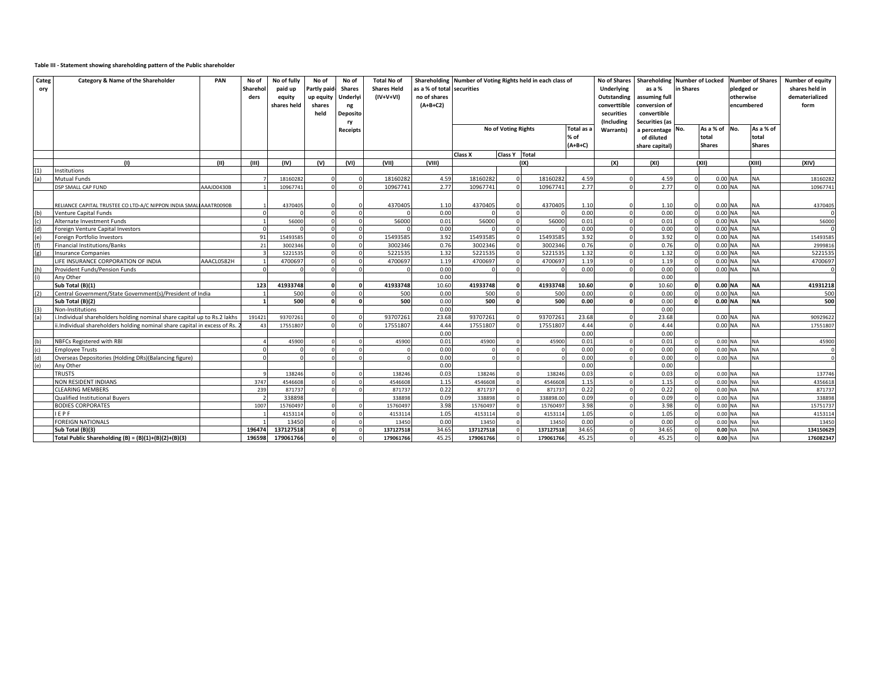**Table III - Statement showing shareholding pattern of the Public shareholder**

| Category | Category & Name of the Shareholder | PAN | No of Shareholders | No of fully paid up equity shares held | No of Partly paid-up equity shares held | No of Shares Underlying Depository Receipts | Total No of Shares Held (IV+V+VI) | Shareholding as a % of total no of shares (A+B+C2) | Number of Voting Rights held in each class of securities | | | | No of Shares Underlying Outstanding converttible securities (Including Warrants) | Shareholding as a % assuming full conversion of convertible Securities (as a percentage of diluted share capital) | Number of Locked in Shares | | Number of Shares pledged or otherwise encumbered | | Number of equity shares held in dematerialized form |
|---|---|---|---|---|---|---|---|---|---|---|---|---|---|---|---|---|---|---|---|
| | | | | | | | | | No of Voting Rights | | | Total as a % of (A+B+C) | | | No. | As a % of total Shares | No. | As a % of total Shares | |
| | | | | | | | | | Class X | Class Y | Total | | | | | | | | |
| | (I) | (II) | (III) | (IV) | (V) | (VI) | (VII) | (VIII) | (IX) | | | | (X) | (XI) | (XII) | | (XIII) | | (XIV) |
| (1) | Institutions | | | | | | | | | | | | | | | | | | |
| (a) | Mutual Funds | | 7 | 18160282 | 0 | 0 | 18160282 | 4.59 | 18160282 | 0 | 18160282 | 4.59 | 0 | 4.59 | 0 | 0.00 | NA | NA | 18160282 |
| | DSP SMALL CAP FUND | AAAJD0430B | 1 | 10967741 | 0 | 0 | 10967741 | 2.77 | 10967741 | 0 | 10967741 | 2.77 | 0 | 2.77 | 0 | 0.00 | NA | NA | 10967741 |
| | RELIANCE CAPITAL TRUSTEE CO LTD-A/C NIPPON INDIA SMALL | AAATR0090B | 1 | 4370405 | 0 | 0 | 4370405 | 1.10 | 4370405 | 0 | 4370405 | 1.10 | 0 | 1.10 | 0 | 0.00 | NA | NA | 4370405 |
| (b) | Venture Capital Funds | | 0 | 0 | 0 | 0 | 0 | 0.00 | 0 | 0 | 0 | 0.00 | 0 | 0.00 | 0 | 0.00 | NA | NA | 0 |
| (c) | Alternate Investment Funds | | 1 | 56000 | 0 | 0 | 56000 | 0.01 | 56000 | 0 | 56000 | 0.01 | 0 | 0.01 | 0 | 0.00 | NA | NA | 56000 |
| (d) | Foreign Venture Capital Investors | | 0 | 0 | 0 | 0 | 0 | 0.00 | 0 | 0 | 0 | 0.00 | 0 | 0.00 | 0 | 0.00 | NA | NA | 0 |
| (e) | Foreign Portfolio Investors | | 91 | 15493585 | 0 | 0 | 15493585 | 3.92 | 15493585 | 0 | 15493585 | 3.92 | 0 | 3.92 | 0 | 0.00 | NA | NA | 15493585 |
| (f) | Financial Institutions/Banks | | 21 | 3002346 | 0 | 0 | 3002346 | 0.76 | 3002346 | 0 | 3002346 | 0.76 | 0 | 0.76 | 0 | 0.00 | NA | NA | 2999816 |
| (g) | Insurance Companies | | 3 | 5221535 | 0 | 0 | 5221535 | 1.32 | 5221535 | 0 | 5221535 | 1.32 | 0 | 1.32 | 0 | 0.00 | NA | NA | 5221535 |
| | LIFE INSURANCE CORPORATION OF INDIA | AAACL0582H | 1 | 4700697 | 0 | 0 | 4700697 | 1.19 | 4700697 | 0 | 4700697 | 1.19 | 0 | 1.19 | 0 | 0.00 | NA | NA | 4700697 |
| (h) | Provident Funds/Pension Funds | | 0 | 0 | 0 | 0 | 0 | 0.00 | 0 | 0 | 0 | 0.00 | 0 | 0.00 | 0 | 0.00 | NA | NA | 0 |
| (i) | Any Other | | | | | | | 0.00 | | | | | | 0.00 | | | | | |
| | **Sub Total (B)(1)** | | **123** | **41933748** | **0** | **0** | **41933748** | 10.60 | **41933748** | **0** | **41933748** | **10.60** | **0** | 10.60 | **0** | **0.00** | **NA** | **NA** | **41931218** |
| (2) | Central Government/State Government(s)/President of India | | 1 | 500 | 0 | 0 | 500 | 0.00 | 500 | 0 | 500 | 0.00 | 0 | 0.00 | 0 | 0.00 | NA | NA | 500 |
| | **Sub Total (B)(2)** | | **1** | **500** | **0** | **0** | **500** | 0.00 | **500** | **0** | **500** | **0.00** | **0** | 0.00 | **0** | **0.00** | **NA** | **NA** | **500** |
| (3) | Non-Institutions | | | | | | | 0.00 | | | | | | 0.00 | | | | | |
| (a) | i.Individual shareholders holding nominal share capital up to Rs.2 lakhs | | 191421 | 93707261 | 0 | 0 | 93707261 | 23.68 | 93707261 | 0 | 93707261 | 23.68 | 0 | 23.68 | | 0.00 | NA | NA | 90929622 |
| | ii.Individual shareholders holding nominal share capital in excess of Rs. 2 | | 43 | 17551807 | 0 | 0 | 17551807 | 4.44 | 17551807 | 0 | 17551807 | 4.44 | 0 | 4.44 | | 0.00 | NA | NA | 17551807 |
| | | | | | | | | 0.00 | | | | 0.00 | | 0.00 | | | | | |
| (b) | NBFCs Registered with RBI | | 4 | 45900 | 0 | 0 | 45900 | 0.01 | 45900 | 0 | 45900 | 0.01 | 0 | 0.01 | 0 | 0.00 | NA | NA | 45900 |
| (c) | Employee Trusts | | 0 | 0 | 0 | 0 | 0 | 0.00 | 0 | 0 | 0 | 0.00 | 0 | 0.00 | 0 | 0.00 | NA | NA | 0 |
| (d) | Overseas Depositories (Holding DRs)(Balancing figure) | | 0 | 0 | 0 | 0 | 0 | 0.00 | 0 | 0 | 0 | 0.00 | 0 | 0.00 | 0 | 0.00 | NA | NA | 0 |
| (e) | Any Other | | | | | | | 0.00 | | | | 0.00 | | 0.00 | | | | | |
| | TRUSTS | | 9 | 138246 | 0 | 0 | 138246 | 0.03 | 138246 | 0 | 138246 | 0.03 | 0 | 0.03 | 0 | 0.00 | NA | NA | 137746 |
| | NON RESIDENT INDIANS | | 3747 | 4546608 | 0 | 0 | 4546608 | 1.15 | 4546608 | 0 | 4546608 | 1.15 | 0 | 1.15 | 0 | 0.00 | NA | NA | 4356618 |
| | CLEARING MEMBERS | | 239 | 871737 | 0 | 0 | 871737 | 0.22 | 871737 | 0 | 871737 | 0.22 | 0 | 0.22 | 0 | 0.00 | NA | NA | 871737 |
| | Qualified Institutional Buyers | | 2 | 338898 | | | 338898 | 0.09 | 338898 | 0 | 338898.00 | 0.09 | 0 | 0.09 | 0 | 0.00 | NA | NA | 338898 |
| | BODIES CORPORATES | | 1007 | 15760497 | 0 | 0 | 15760497 | 3.98 | 15760497 | 0 | 15760497 | 3.98 | 0 | 3.98 | 0 | 0.00 | NA | NA | 15751737 |
| | I E P F | | 1 | 4153114 | 0 | 0 | 4153114 | 1.05 | 4153114 | 0 | 4153114 | 1.05 | 0 | 1.05 | 0 | 0.00 | NA | NA | 4153114 |
| | FOREIGN NATIONALS | | 1 | 13450 | 0 | 0 | 13450 | 0.00 | 13450 | 0 | 13450 | 0.00 | 0 | 0.00 | 0 | 0.00 | NA | NA | 13450 |
| | **Sub Total (B)(3)** | | **196474** | **137127518** | **0** | 0 | **137127518** | 34.65 | **137127518** | 0 | **137127518** | 34.65 | 0 | 34.65 | 0 | **0.00** | NA | NA | **134150629** |
| | **Total Public Shareholding (B) = (B)(1)+(B)(2)+(B)(3)** | | **196598** | **179061766** | **0** | 0 | **179061766** | 45.25 | **179061766** | 0 | **179061766** | 45.25 | 0 | 45.25 | 0 | **0.00** | NA | NA | **176082347** |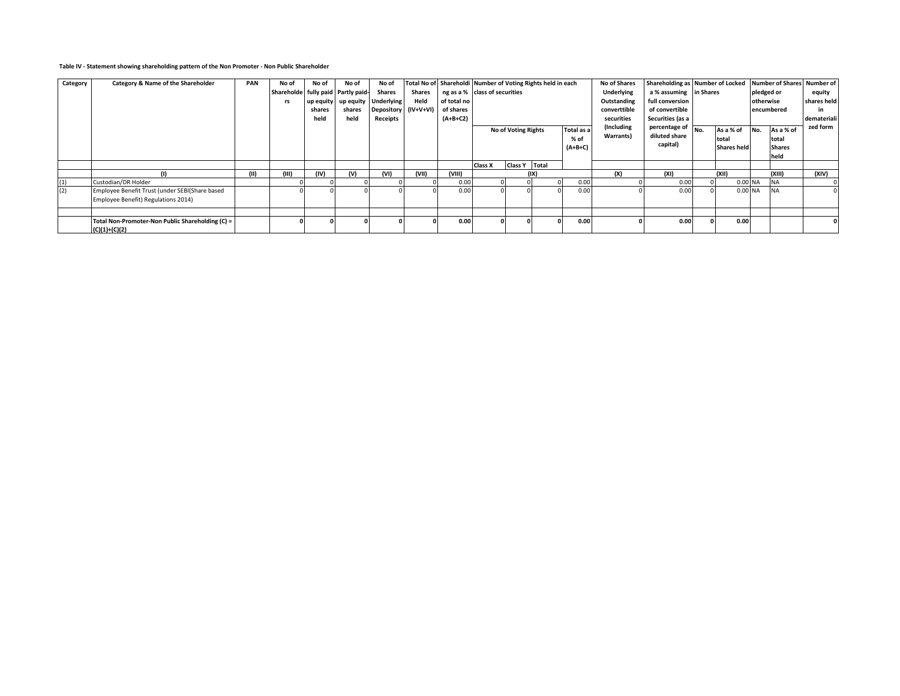**Table IV - Statement showing shareholding pattern of the Non Promoter - Non Public Shareholder**

| Category | Category & Name of the Shareholder | PAN | No of Shareholders | No of fully paid up equity shares held | No of Partly paid-up equity shares held | No of Shares Underlying Depository Receipts | Total No of Shares Held (IV+V+VI) | Shareholding as a % of total no of shares (A+B+C2) | Number of Voting Rights held in each class of securities | | | | No of Shares Underlying Outstanding converttible securities (Including Warrants) | Shareholding as a % assuming full conversion of convertible Securities (as a percentage of diluted share capital) | Number of Locked in Shares | | Number of Shares pledged or otherwise encumbered | | Number of equity shares held in dematerialized form |
|---|---|---|---|---|---|---|---|---|---|---|---|---|---|---|---|---|---|---|---|
| | | | | | | | | | No of Voting Rights | | | Total as a % of (A+B+C) | | | No. | As a % of total Shares held | No. | As a % of total Shares held | |
| | | | | | | | | | Class X | Class Y | Total | | | | | | | | |
| | (I) | (II) | (III) | (IV) | (V) | (VI) | (VII) | (VIII) | (IX) | | | | (X) | (XI) | (XII) | | (XIII) | | (XIV) |
| (1) | Custodian/DR Holder | | 0 | 0 | 0 | 0 | 0 | 0.00 | 0 | 0 | 0 | 0.00 | 0 | 0.00 | 0 | 0.00 | NA | NA | 0 |
| (2) | Employee Benefit Trust (under SEBI(Share based Employee Benefit) Regulations 2014) | | 0 | 0 | 0 | 0 | 0 | 0.00 | 0 | 0 | 0 | 0.00 | 0 | 0.00 | 0 | 0.00 | NA | NA | 0 |
| | | | | | | | | | | | | | | | | | | | |
| | **Total Non-Promoter-Non Public Shareholding (C) = (C)(1)+(C)(2)** | | **0** | **0** | **0** | **0** | **0** | **0.00** | **0** | **0** | **0** | **0.00** | **0** | **0.00** | **0** | **0.00** | | | **0** |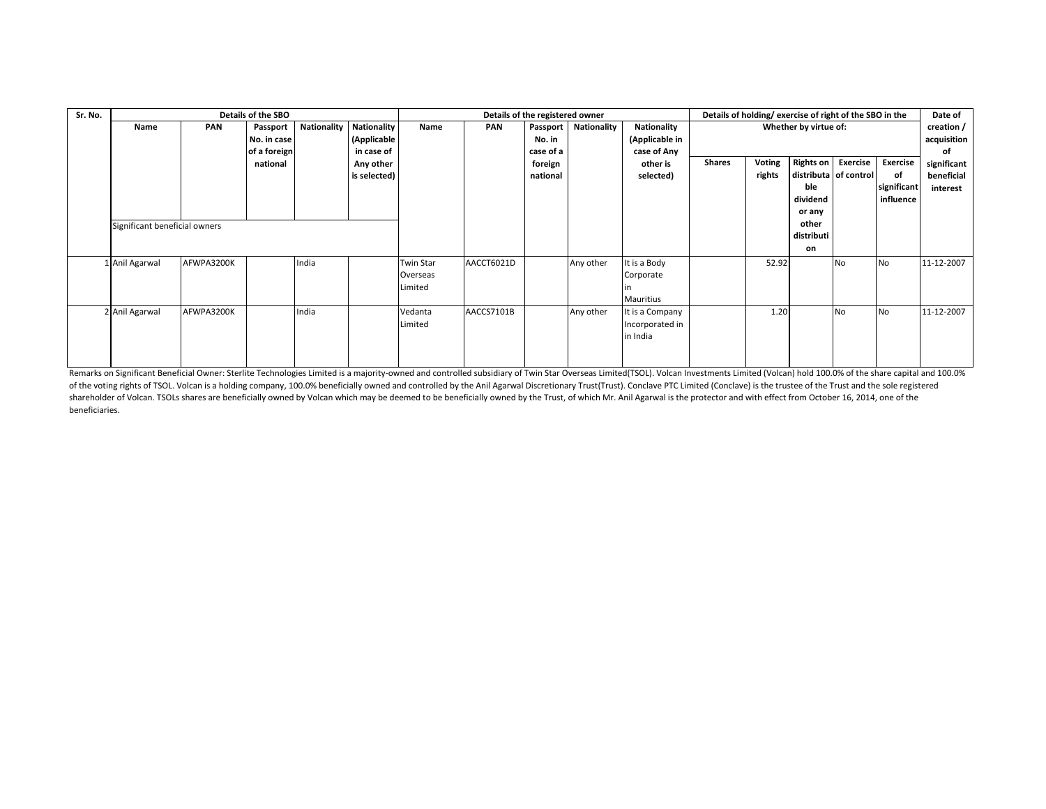| Sr. No. | Details of the SBO | | | | | Details of the registered owner | | | | | Details of holding/ exercise of right of the SBO in the | | | | | Date of creation / acquisition of significant beneficial interest |
|---|---|---|---|---|---|---|---|---|---|---|---|---|---|---|---|---|
| | Name | PAN | Passport No. in case of a foreign national | Nationality | Nationality (Applicable in case of Any other is selected) | Name | PAN | Passport No. in case of a foreign national | Nationality | Nationality (Applicable in case of Any other is selected) | Whether by virtue of: | | | | | |
| | | | | | | | | | | | Shares | Voting rights | Rights on distributable dividend or any other distribution | Exercise of control | Exercise of significant influence | |
| | Significant beneficial owners | | | | | | | | | | | | | | | |
| 1 | Anil Agarwal | AFWPA3200K | | India | | Twin Star Overseas Limited | AACCT6021D | | Any other | It is a Body Corporate in Mauritius | | 52.92 | | No | No | 11-12-2007 |
| 2 | Anil Agarwal | AFWPA3200K | | India | | Vedanta Limited | AACCS7101B | | Any other | It is a Company Incorporated in in India | | 1.20 | | No | No | 11-12-2007 |

Remarks on Significant Beneficial Owner: Sterlite Technologies Limited is a majority-owned and controlled subsidiary of Twin Star Overseas Limited(TSOL). Volcan Investments Limited (Volcan) hold 100.0% of the share capital and 100.0% of the voting rights of TSOL. Volcan is a holding company, 100.0% beneficially owned and controlled by the Anil Agarwal Discretionary Trust(Trust). Conclave PTC Limited (Conclave) is the trustee of the Trust and the sole registered shareholder of Volcan. TSOLs shares are beneficially owned by Volcan which may be deemed to be beneficially owned by the Trust, of which Mr. Anil Agarwal is the protector and with effect from October 16, 2014, one of the beneficiaries.